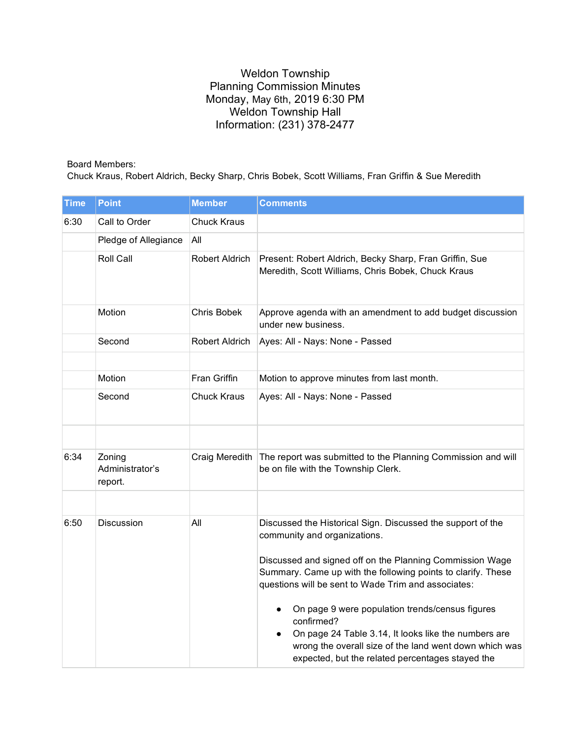# Weldon Township
## Planning Commission Minutes
Monday, May 6th, 2019 6:30 PM
Weldon Township Hall
Information: (231) 378-2477

Board Members:
Chuck Kraus, Robert Aldrich, Becky Sharp, Chris Bobek, Scott Williams, Fran Griffin & Sue Meredith

| Time | Point | Member | Comments |
|---|---|---|---|
| 6:30 | Call to Order | Chuck Kraus | |
| | Pledge of Allegiance | All | |
| | Roll Call | Robert Aldrich | Present: Robert Aldrich, Becky Sharp, Fran Griffin, Sue Meredith, Scott Williams, Chris Bobek, Chuck Kraus |
| | Motion | Chris Bobek | Approve agenda with an amendment to add budget discussion under new business. |
| | Second | Robert Aldrich | Ayes: All - Nays: None - Passed |
| | | | |
| | Motion | Fran Griffin | Motion to approve minutes from last month. |
| | Second | Chuck Kraus | Ayes: All - Nays: None - Passed |
| | | | |
| 6:34 | Zoning Administrator's report. | Craig Meredith | The report was submitted to the Planning Commission and will be on file with the Township Clerk. |
| | | | |
| 6:50 | Discussion | All | Discussed the Historical Sign. Discussed the support of the community and organizations.<br><br>Discussed and signed off on the Planning Commission Wage Summary. Came up with the following points to clarify. These questions will be sent to Wade Trim and associates:<br><br>• On page 9 were population trends/census figures confirmed?<br>• On page 24 Table 3.14, It looks like the numbers are wrong the overall size of the land went down which was expected, but the related percentages stayed the |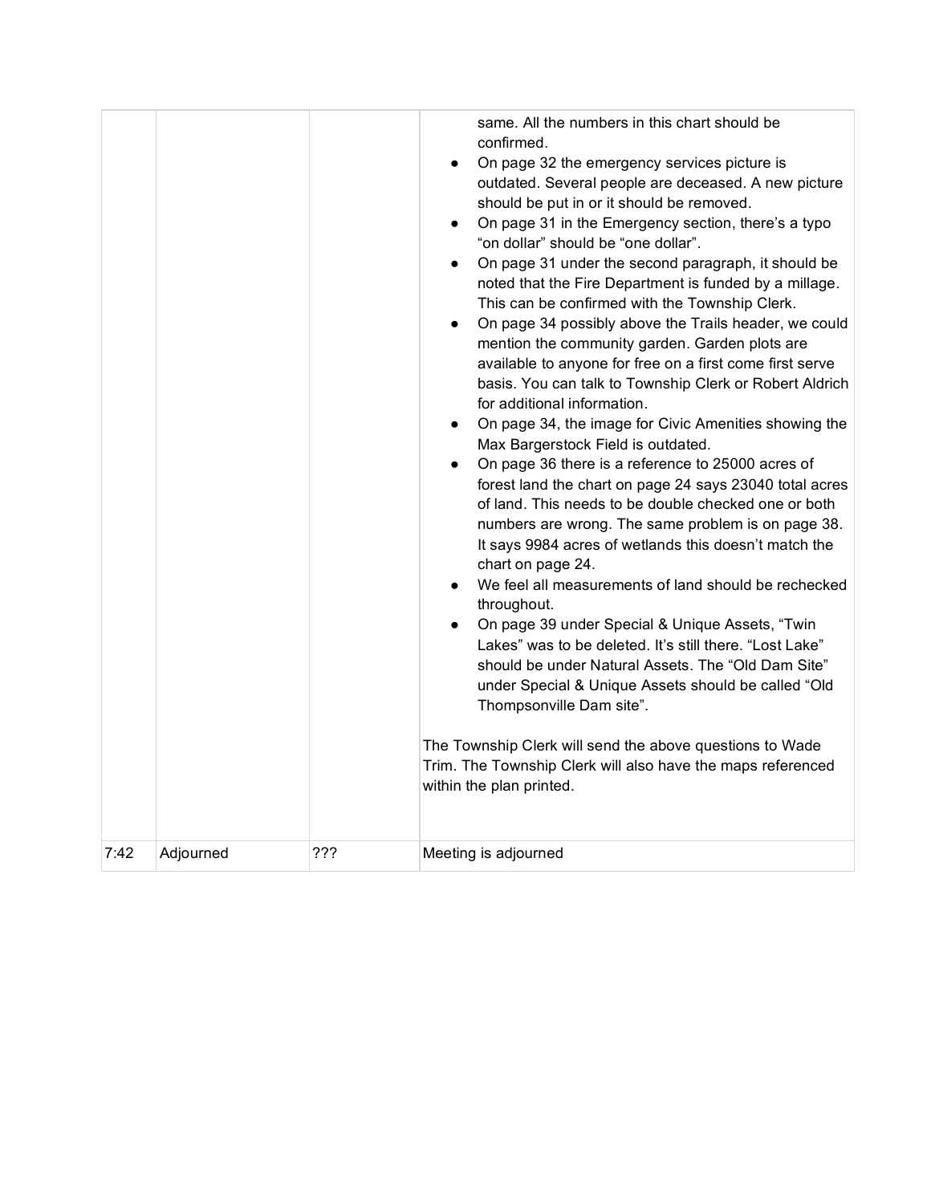| | | | |
|---|---|---|---|
| | | | same. All the numbers in this chart should be confirmed.<br>● On page 32 the emergency services picture is outdated. Several people are deceased. A new picture should be put in or it should be removed.<br>● On page 31 in the Emergency section, there's a typo "on dollar" should be "one dollar".<br>● On page 31 under the second paragraph, it should be noted that the Fire Department is funded by a millage. This can be confirmed with the Township Clerk.<br>● On page 34 possibly above the Trails header, we could mention the community garden. Garden plots are available to anyone for free on a first come first serve basis. You can talk to Township Clerk or Robert Aldrich for additional information.<br>● On page 34, the image for Civic Amenities showing the Max Bargerstock Field is outdated.<br>● On page 36 there is a reference to 25000 acres of forest land the chart on page 24 says 23040 total acres of land. This needs to be double checked one or both numbers are wrong. The same problem is on page 38. It says 9984 acres of wetlands this doesn't match the chart on page 24.<br>● We feel all measurements of land should be rechecked throughout.<br>● On page 39 under Special & Unique Assets, "Twin Lakes" was to be deleted. It's still there. "Lost Lake" should be under Natural Assets. The "Old Dam Site" under Special & Unique Assets should be called "Old Thompsonville Dam site".<br><br>The Township Clerk will send the above questions to Wade Trim. The Township Clerk will also have the maps referenced within the plan printed. |
| 7:42 | Adjourned | ??? | Meeting is adjourned |